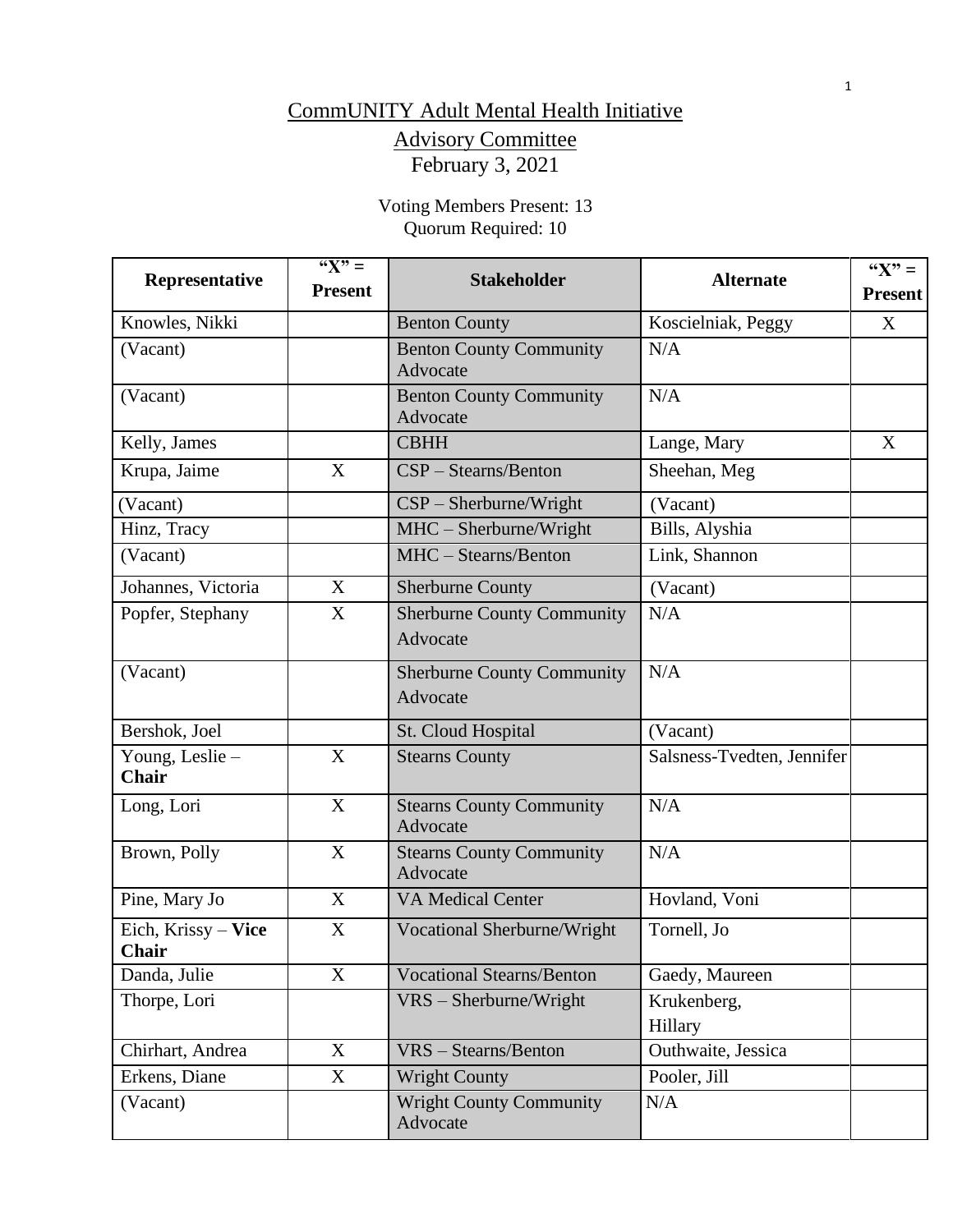# CommUNITY Adult Mental Health Initiative

## Advisory Committee

February 3, 2021

Voting Members Present: 13
Quorum Required: 10

| Representative | "X" = Present | Stakeholder | Alternate | "X" = Present |
|---|---|---|---|---|
| Knowles, Nikki | | Benton County | Koscielniak, Peggy | X |
| (Vacant) | | Benton County Community Advocate | N/A | |
| (Vacant) | | Benton County Community Advocate | N/A | |
| Kelly, James | | CBHH | Lange, Mary | X |
| Krupa, Jaime | X | CSP – Stearns/Benton | Sheehan, Meg | |
| (Vacant) | | CSP – Sherburne/Wright | (Vacant) | |
| Hinz, Tracy | | MHC – Sherburne/Wright | Bills, Alyshia | |
| (Vacant) | | MHC – Stearns/Benton | Link, Shannon | |
| Johannes, Victoria | X | Sherburne County | (Vacant) | |
| Popfer, Stephany | X | Sherburne County Community Advocate | N/A | |
| (Vacant) | | Sherburne County Community Advocate | N/A | |
| Bershok, Joel | | St. Cloud Hospital | (Vacant) | |
| Young, Leslie – **Chair** | X | Stearns County | Salsness-Tvedten, Jennifer | |
| Long, Lori | X | Stearns County Community Advocate | N/A | |
| Brown, Polly | X | Stearns County Community Advocate | N/A | |
| Pine, Mary Jo | X | VA Medical Center | Hovland, Voni | |
| Eich, Krissy – **Vice Chair** | X | Vocational Sherburne/Wright | Tornell, Jo | |
| Danda, Julie | X | Vocational Stearns/Benton | Gaedy, Maureen | |
| Thorpe, Lori | | VRS – Sherburne/Wright | Krukenberg, Hillary | |
| Chirhart, Andrea | X | VRS – Stearns/Benton | Outhwaite, Jessica | |
| Erkens, Diane | X | Wright County | Pooler, Jill | |
| (Vacant) | | Wright County Community Advocate | N/A | |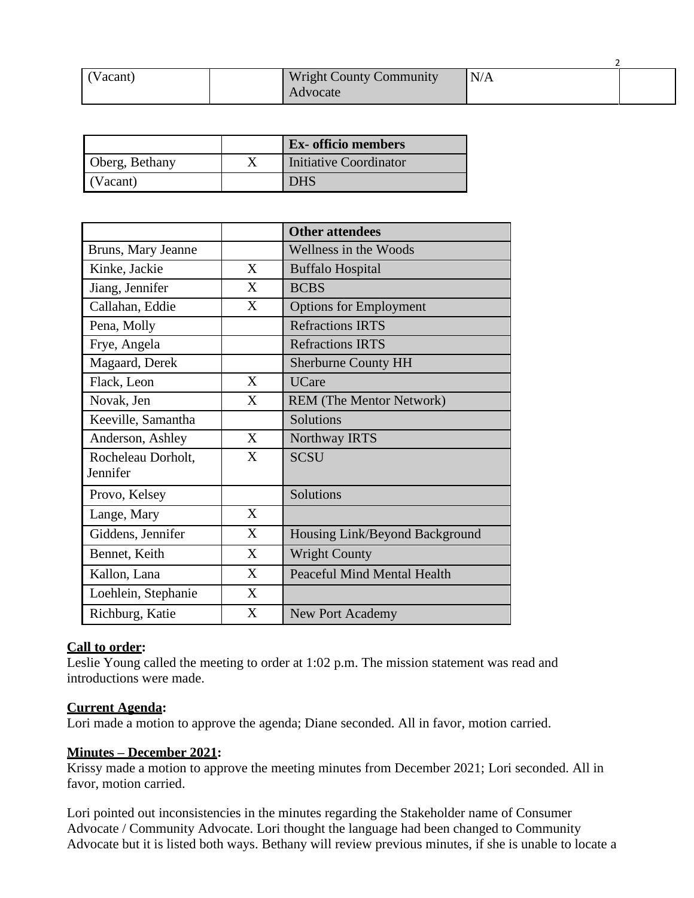| (Vacant) | | Wright County Community Advocate | N/A | |
|---|---|---|---|---|

| | | Ex- officio members |
|---|---|---|
| Oberg, Bethany | X | Initiative Coordinator |
| (Vacant) | | DHS |

| | | Other attendees |
|---|---|---|
| Bruns, Mary Jeanne | | Wellness in the Woods |
| Kinke, Jackie | X | Buffalo Hospital |
| Jiang, Jennifer | X | BCBS |
| Callahan, Eddie | X | Options for Employment |
| Pena, Molly | | Refractions IRTS |
| Frye, Angela | | Refractions IRTS |
| Magaard, Derek | | Sherburne County HH |
| Flack, Leon | X | UCare |
| Novak, Jen | X | REM (The Mentor Network) |
| Keeville, Samantha | | Solutions |
| Anderson, Ashley | X | Northway IRTS |
| Rocheleau Dorholt, Jennifer | X | SCSU |
| Provo, Kelsey | | Solutions |
| Lange, Mary | X | |
| Giddens, Jennifer | X | Housing Link/Beyond Background |
| Bennet, Keith | X | Wright County |
| Kallon, Lana | X | Peaceful Mind Mental Health |
| Loehlein, Stephanie | X | |
| Richburg, Katie | X | New Port Academy |

**Call to order:**
Leslie Young called the meeting to order at 1:02 p.m. The mission statement was read and introductions were made.

**Current Agenda:**
Lori made a motion to approve the agenda; Diane seconded. All in favor, motion carried.

**Minutes – December 2021:**
Krissy made a motion to approve the meeting minutes from December 2021; Lori seconded. All in favor, motion carried.

Lori pointed out inconsistencies in the minutes regarding the Stakeholder name of Consumer Advocate / Community Advocate. Lori thought the language had been changed to Community Advocate but it is listed both ways. Bethany will review previous minutes, if she is unable to locate a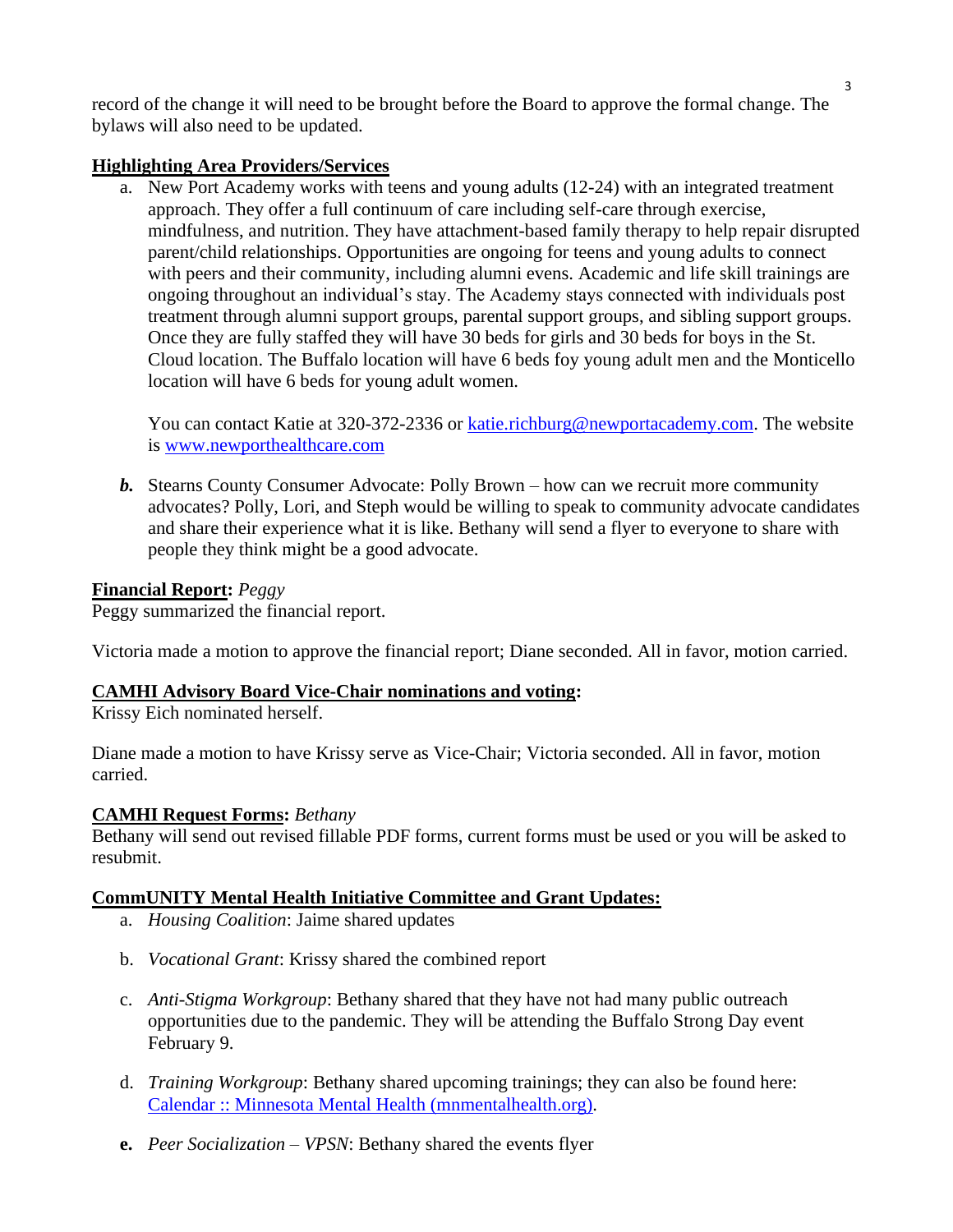record of the change it will need to be brought before the Board to approve the formal change. The bylaws will also need to be updated.

**Highlighting Area Providers/Services**

a. New Port Academy works with teens and young adults (12-24) with an integrated treatment approach. They offer a full continuum of care including self-care through exercise, mindfulness, and nutrition. They have attachment-based family therapy to help repair disrupted parent/child relationships. Opportunities are ongoing for teens and young adults to connect with peers and their community, including alumni evens. Academic and life skill trainings are ongoing throughout an individual's stay. The Academy stays connected with individuals post treatment through alumni support groups, parental support groups, and sibling support groups. Once they are fully staffed they will have 30 beds for girls and 30 beds for boys in the St. Cloud location. The Buffalo location will have 6 beds foy young adult men and the Monticello location will have 6 beds for young adult women.

   You can contact Katie at 320-372-2336 or katie.richburg@newportacademy.com. The website is www.newporthealthcare.com

***b.*** Stearns County Consumer Advocate: Polly Brown – how can we recruit more community advocates? Polly, Lori, and Steph would be willing to speak to community advocate candidates and share their experience what it is like. Bethany will send a flyer to everyone to share with people they think might be a good advocate.

**Financial Report:** *Peggy*

Peggy summarized the financial report.

Victoria made a motion to approve the financial report; Diane seconded. All in favor, motion carried.

**CAMHI Advisory Board Vice-Chair nominations and voting:**

Krissy Eich nominated herself.

Diane made a motion to have Krissy serve as Vice-Chair; Victoria seconded. All in favor, motion carried.

**CAMHI Request Forms:** *Bethany*

Bethany will send out revised fillable PDF forms, current forms must be used or you will be asked to resubmit.

**CommUNITY Mental Health Initiative Committee and Grant Updates:**

a. *Housing Coalition*: Jaime shared updates

b. *Vocational Grant*: Krissy shared the combined report

c. *Anti-Stigma Workgroup*: Bethany shared that they have not had many public outreach opportunities due to the pandemic. They will be attending the Buffalo Strong Day event February 9.

d. *Training Workgroup*: Bethany shared upcoming trainings; they can also be found here: Calendar :: Minnesota Mental Health (mnmentalhealth.org).

**e.** *Peer Socialization – VPSN*: Bethany shared the events flyer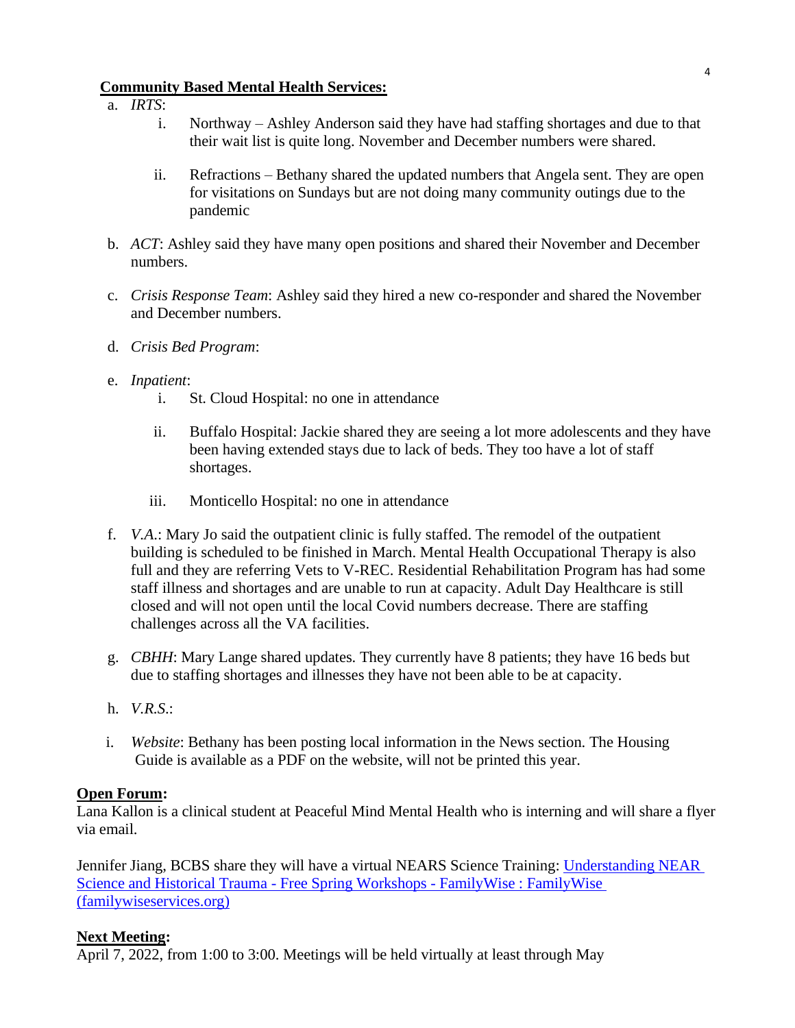## Community Based Mental Health Services:

a. *IRTS*:

   i. Northway – Ashley Anderson said they have had staffing shortages and due to that their wait list is quite long. November and December numbers were shared.

   ii. Refractions – Bethany shared the updated numbers that Angela sent. They are open for visitations on Sundays but are not doing many community outings due to the pandemic

b. *ACT*: Ashley said they have many open positions and shared their November and December numbers.

c. *Crisis Response Team*: Ashley said they hired a new co-responder and shared the November and December numbers.

d. *Crisis Bed Program*:

e. *Inpatient*:

   i. St. Cloud Hospital: no one in attendance

   ii. Buffalo Hospital: Jackie shared they are seeing a lot more adolescents and they have been having extended stays due to lack of beds. They too have a lot of staff shortages.

   iii. Monticello Hospital: no one in attendance

f. *V.A.*: Mary Jo said the outpatient clinic is fully staffed. The remodel of the outpatient building is scheduled to be finished in March. Mental Health Occupational Therapy is also full and they are referring Vets to V-REC. Residential Rehabilitation Program has had some staff illness and shortages and are unable to run at capacity. Adult Day Healthcare is still closed and will not open until the local Covid numbers decrease. There are staffing challenges across all the VA facilities.

g. *CBHH*: Mary Lange shared updates. They currently have 8 patients; they have 16 beds but due to staffing shortages and illnesses they have not been able to be at capacity.

h. *V.R.S.*:

i. *Website*: Bethany has been posting local information in the News section. The Housing Guide is available as a PDF on the website, will not be printed this year.

## Open Forum:

Lana Kallon is a clinical student at Peaceful Mind Mental Health who is interning and will share a flyer via email.

Jennifer Jiang, BCBS share they will have a virtual NEARS Science Training: Understanding NEAR Science and Historical Trauma - Free Spring Workshops - FamilyWise : FamilyWise (familywiseservices.org)

## Next Meeting:

April 7, 2022, from 1:00 to 3:00. Meetings will be held virtually at least through May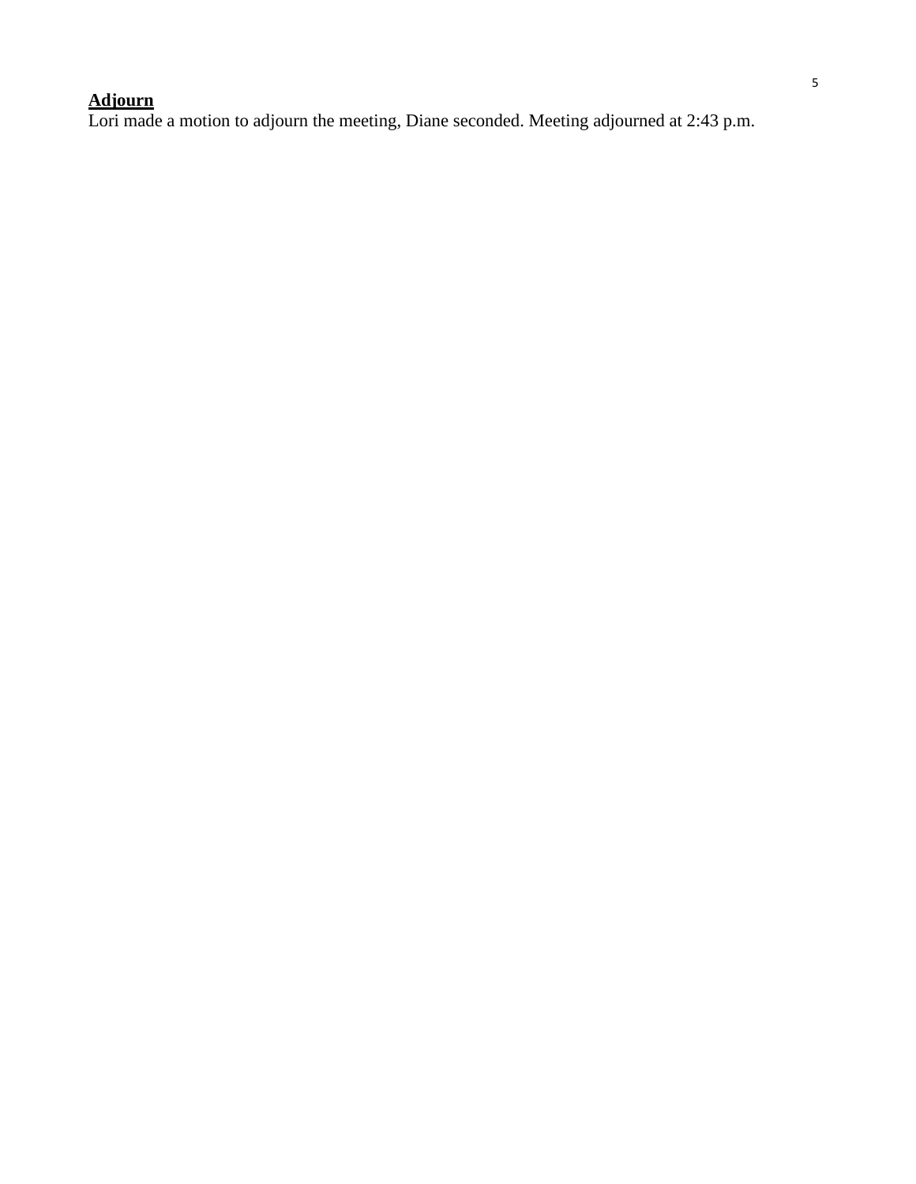**Adjourn**

Lori made a motion to adjourn the meeting, Diane seconded. Meeting adjourned at 2:43 p.m.